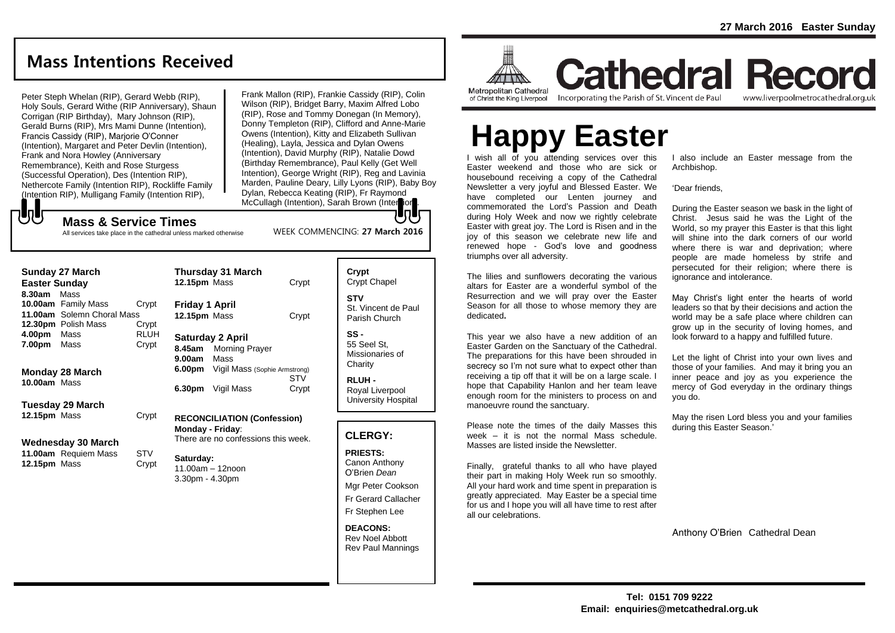27 March 2016 Easter Sunday

# Cathedral Record

Metropolitan Cathedral of Christ the King Liverpool

Incorporating the Parish of St. Vincent de Paul

www.liverpoolmetrocathedral.org.uk

# Happy Easter

I wish all of you attending services over this Easter weekend and those who are sick or housebound receiving a copy of the Cathedral Newsletter a very joyful and Blessed Easter. We have completed our Lenten journey and commemorated the Lord's Passion and Death during Holy Week and now we rightly celebrate Easter with great joy. The Lord is Risen and in the joy of this season we celebrate new life and renewed hope - God's love and goodness triumphs over all adversity.

The lilies and sunflowers decorating the various altars for Easter are a wonderful symbol of the Resurrection and we will pray over the Easter Season for all those to whose memory they are dedicated**.**

This year we also have a new addition of an Easter Garden on the Sanctuary of the Cathedral. The preparations for this have been shrouded in secrecy so I'm not sure what to expect other than receiving a tip off that it will be on a large scale. I hope that Capability Hanlon and her team leave enough room for the ministers to process on and manoeuvre round the sanctuary.

Please note the times of the daily Masses this week – it is not the normal Mass schedule. Masses are listed inside the Newsletter.

Finally, grateful thanks to all who have played their part in making Holy Week run so smoothly. All your hard work and time spent in preparation is greatly appreciated. May Easter be a special time for us and I hope you will all have time to rest after all our celebrations.

I also include an Easter message from the Archbishop.

'Dear friends,

During the Easter season we bask in the light of Christ. Jesus said he was the Light of the World, so my prayer this Easter is that this light will shine into the dark corners of our world where there is war and deprivation; where people are made homeless by strife and persecuted for their religion; where there is ignorance and intolerance.

May Christ's light enter the hearts of world leaders so that by their decisions and action the world may be a safe place where children can grow up in the security of loving homes, and look forward to a happy and fulfilled future.

Let the light of Christ into your own lives and those of your families. And may it bring you an inner peace and joy as you experience the mercy of God everyday in the ordinary things you do.

May the risen Lord bless you and your families during this Easter Season.'

Anthony O'Brien Cathedral Dean

## Mass Intentions Received

Peter Steph Whelan (RIP), Gerard Webb (RIP), Holy Souls, Gerard Withe (RIP Anniversary), Shaun Corrigan (RIP Birthday), Mary Johnson (RIP), Gerald Burns (RIP), Mrs Mami Dunne (Intention), Francis Cassidy (RIP), Marjorie O'Conner (Intention), Margaret and Peter Devlin (Intention), Frank and Nora Howley (Anniversary Remembrance), Keith and Rose Sturgess (Successful Operation), Des (Intention RIP), Nethercote Family (Intention RIP), Rockliffe Family (Intention RIP), Mulligang Family (Intention RIP), Frank Mallon (RIP), Frankie Cassidy (RIP), Colin Wilson (RIP), Bridget Barry, Maxim Alfred Lobo (RIP), Rose and Tommy Donegan (In Memory), Donny Templeton (RIP), Clifford and Anne-Marie Owens (Intention), Kitty and Elizabeth Sullivan (Healing), Layla, Jessica and Dylan Owens (Intention), David Murphy (RIP), Natalie Dowd (Birthday Remembrance), Paul Kelly (Get Well Intention), George Wright (RIP), Reg and Lavinia Marden, Pauline Deary, Lilly Lyons (RIP), Baby Boy Dylan, Rebecca Keating (RIP), Fr Raymond McCullagh (Intention), Sarah Brown (Intention).

## Mass & Service Times

All services take place in the cathedral unless marked otherwise

WEEK COMMENCING: **27 March 2016**

### Sunday 27 March
**Easter Sunday**

| | | |
|---|---|---|
| **8.30am** | Mass | |
| **10.00am** | Family Mass | Crypt |
| **11.00am** | Solemn Choral Mass | |
| **12.30pm** | Polish Mass | Crypt |
| **4.00pm** | Mass | RLUH |
| **7.00pm** | Mass | Crypt |

### Monday 28 March
**10.00am** Mass

### Tuesday 29 March
**12.15pm** Mass — Crypt

### Wednesday 30 March
**11.00am** Requiem Mass — STV
**12.15pm** Mass — Crypt

### Thursday 31 March
**12.15pm** Mass — Crypt

### Friday 1 April
**12.15pm** Mass — Crypt

### Saturday 2 April

| | | |
|---|---|---|
| **8.45am** | Morning Prayer | |
| **9.00am** | Mass | |
| **6.00pm** | Vigil Mass (Sophie Armstrong) | STV |
| **6.30pm** | Vigil Mass | Crypt |

**RECONCILIATION (Confession)**
**Monday - Friday**:
There are no confessions this week.

**Saturday:**
11.00am – 12noon
3.30pm - 4.30pm

**Crypt**
Crypt Chapel

**STV**
St. Vincent de Paul Parish Church

**SS -**
55 Seel St, Missionaries of Charity

**RLUH -**
Royal Liverpool University Hospital

## CLERGY:

**PRIESTS:**
Canon Anthony O'Brien *Dean*
Mgr Peter Cookson
Fr Gerard Callacher
Fr Stephen Lee

**DEACONS:**
Rev Noel Abbott
Rev Paul Mannings

**Tel: 0151 709 9222**
**Email: enquiries@metcathedral.org.uk**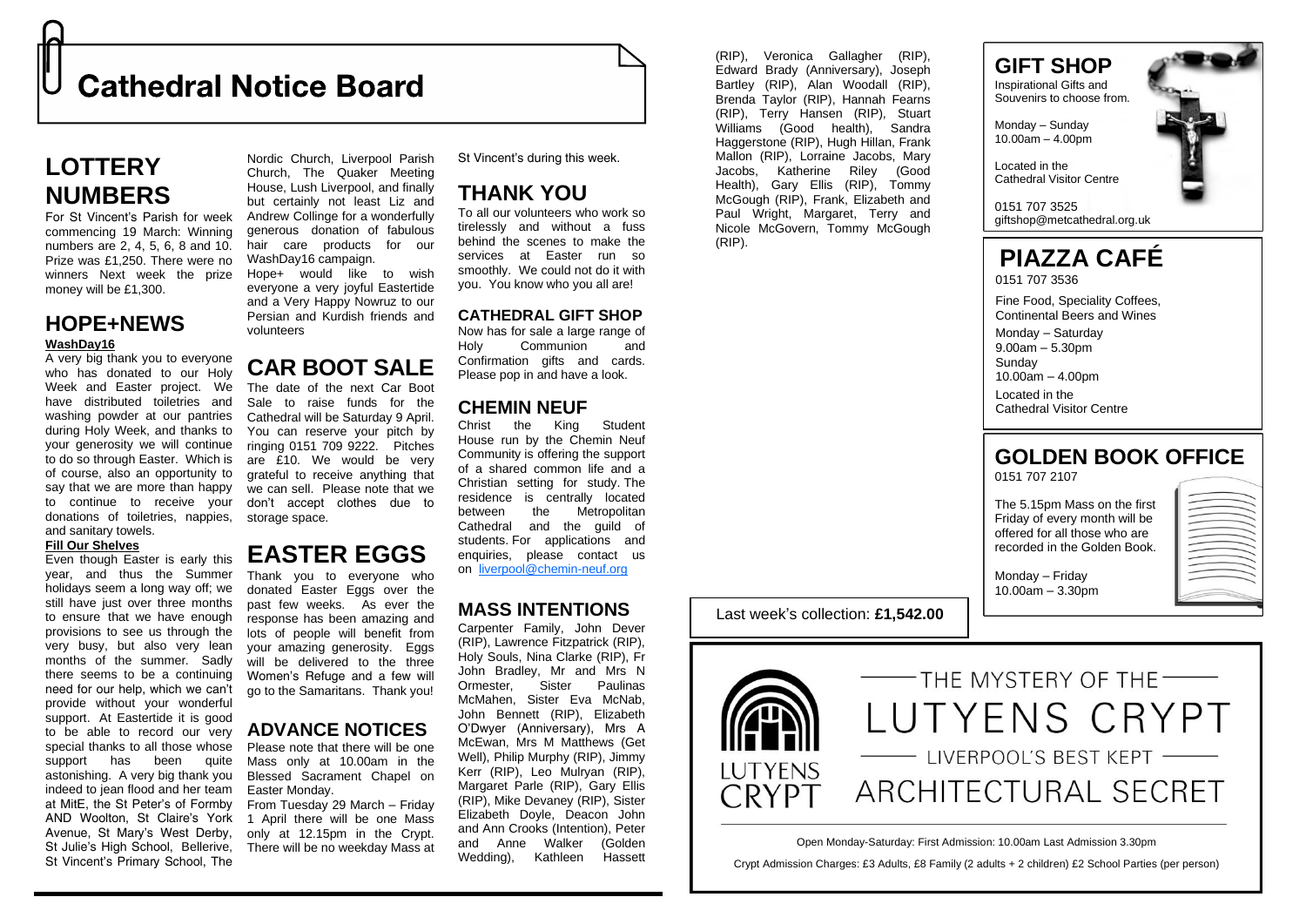# Cathedral Notice Board

## LOTTERY NUMBERS

For St Vincent's Parish for week commencing 19 March: Winning numbers are 2, 4, 5, 6, 8 and 10. Prize was £1,250. There were no winners Next week the prize money will be £1,300.

## HOPE+NEWS

**WashDay16**

A very big thank you to everyone who has donated to our Holy Week and Easter project. We have distributed toiletries and washing powder at our pantries during Holy Week, and thanks to your generosity we will continue to do so through Easter. Which is of course, also an opportunity to say that we are more than happy to continue to receive your donations of toiletries, nappies, and sanitary towels.

**Fill Our Shelves**

Even though Easter is early this year, and thus the Summer holidays seem a long way off; we still have just over three months to ensure that we have enough provisions to see us through the very busy, but also very lean months of the summer. Sadly there seems to be a continuing need for our help, which we can't provide without your wonderful support. At Eastertide it is good to be able to record our very special thanks to all those whose support has been quite astonishing. A very big thank you indeed to jean flood and her team at MitE, the St Peter's of Formby AND Woolton, St Claire's York Avenue, St Mary's West Derby, St Julie's High School, Bellerive, St Vincent's Primary School, The Nordic Church, Liverpool Parish Church, The Quaker Meeting House, Lush Liverpool, and finally but certainly not least Liz and Andrew Collinge for a wonderfully generous donation of fabulous hair care products for our WashDay16 campaign.

Hope+ would like to wish everyone a very joyful Eastertide and a Very Happy Nowruz to our Persian and Kurdish friends and volunteers

## CAR BOOT SALE

The date of the next Car Boot Sale to raise funds for the Cathedral will be Saturday 9 April. You can reserve your pitch by ringing 0151 709 9222. Pitches are £10. We would be very grateful to receive anything that we can sell. Please note that we don't accept clothes due to storage space.

## EASTER EGGS

Thank you to everyone who donated Easter Eggs over the past few weeks. As ever the response has been amazing and lots of people will benefit from your amazing generosity. Eggs will be delivered to the three Women's Refuge and a few will go to the Samaritans. Thank you!

### ADVANCE NOTICES

Please note that there will be one Mass only at 10.00am in the Blessed Sacrament Chapel on Easter Monday.

From Tuesday 29 March – Friday 1 April there will be one Mass only at 12.15pm in the Crypt. There will be no weekday Mass at St Vincent's during this week.

## THANK YOU

To all our volunteers who work so tirelessly and without a fuss behind the scenes to make the services at Easter run so smoothly. We could not do it with you. You know who you all are!

### CATHEDRAL GIFT SHOP

Now has for sale a large range of Holy Communion and Confirmation gifts and cards. Please pop in and have a look.

### CHEMIN NEUF

Christ the King Student House run by the Chemin Neuf Community is offering the support of a shared common life and a Christian setting for study. The residence is centrally located between the Metropolitan Cathedral and the guild of students. For applications and enquiries, please contact us on liverpool@chemin-neuf.org

### MASS INTENTIONS

Carpenter Family, John Dever (RIP), Lawrence Fitzpatrick (RIP), Holy Souls, Nina Clarke (RIP), Fr John Bradley, Mr and Mrs N Ormester, Sister Paulinas McMahen, Sister Eva McNab, John Bennett (RIP), Elizabeth O'Dwyer (Anniversary), Mrs A McEwan, Mrs M Matthews (Get Well), Philip Murphy (RIP), Jimmy Kerr (RIP), Leo Mulryan (RIP), Margaret Parle (RIP), Gary Ellis (RIP), Mike Devaney (RIP), Sister Elizabeth Doyle, Deacon John and Ann Crooks (Intention), Peter and Anne Walker (Golden Wedding), Kathleen Hassett (RIP), Veronica Gallagher (RIP), Edward Brady (Anniversary), Joseph Bartley (RIP), Alan Woodall (RIP), Brenda Taylor (RIP), Hannah Fearns (RIP), Terry Hansen (RIP), Stuart Williams (Good health), Sandra Haggerstone (RIP), Hugh Hillan, Frank Mallon (RIP), Lorraine Jacobs, Mary Jacobs, Katherine Riley (Good Health), Gary Ellis (RIP), Tommy McGough (RIP), Frank, Elizabeth and Paul Wright, Margaret, Terry and Nicole McGovern, Tommy McGough (RIP).

Last week's collection: **£1,542.00**

## GIFT SHOP

Inspirational Gifts and Souvenirs to choose from.

Monday – Sunday
10.00am – 4.00pm

Located in the Cathedral Visitor Centre

0151 707 3525
giftshop@metcathedral.org.uk

## PIAZZA CAFÉ

0151 707 3536

Fine Food, Speciality Coffees, Continental Beers and Wines

Monday – Saturday
9.00am – 5.30pm
Sunday
10.00am – 4.00pm

Located in the Cathedral Visitor Centre

## GOLDEN BOOK OFFICE

0151 707 2107

The 5.15pm Mass on the first Friday of every month will be offered for all those who are recorded in the Golden Book.

Monday – Friday
10.00am – 3.30pm

LUTYENS CRYPT

THE MYSTERY OF THE
LUTYENS CRYPT
LIVERPOOL'S BEST KEPT
ARCHITECTURAL SECRET

Open Monday-Saturday: First Admission: 10.00am Last Admission 3.30pm

Crypt Admission Charges: £3 Adults, £8 Family (2 adults + 2 children) £2 School Parties (per person)